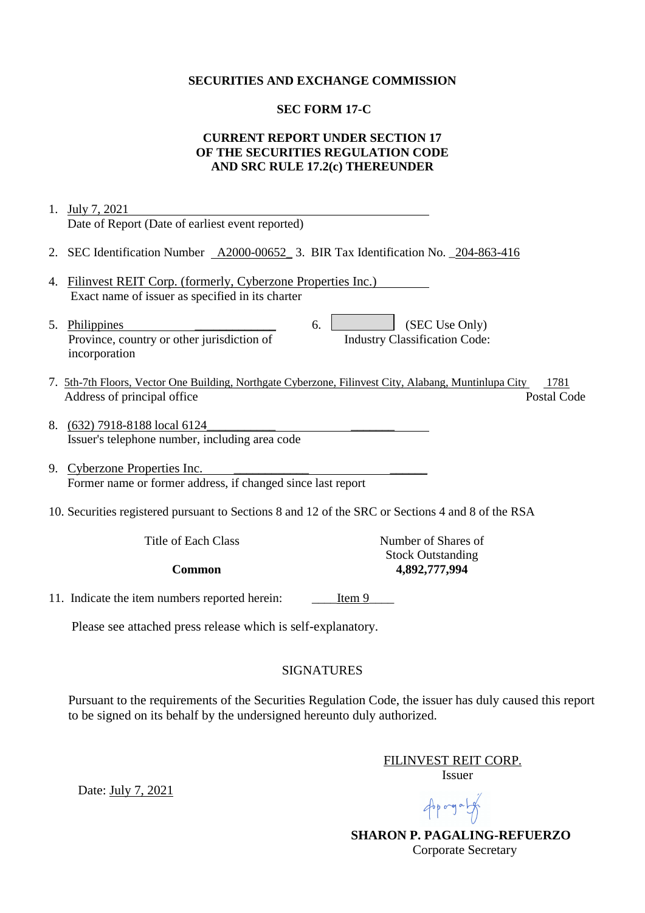**SECURITIES AND EXCHANGE COMMISSION**

**SEC FORM 17-C**

**CURRENT REPORT UNDER SECTION 17 OF THE SECURITIES REGULATION CODE AND SRC RULE 17.2(c) THEREUNDER**

1. July 7, 2021
   Date of Report (Date of earliest event reported)

2. SEC Identification Number A2000-00652 3. BIR Tax Identification No. 204-863-416

4. Filinvest REIT Corp. (formerly, Cyberzone Properties Inc.)
   Exact name of issuer as specified in its charter

5. Philippines
   Province, country or other jurisdiction of incorporation

6. (SEC Use Only)
   Industry Classification Code:

7. 5th-7th Floors, Vector One Building, Northgate Cyberzone, Filinvest City, Alabang, Muntinlupa City 1781
   Address of principal office / Postal Code

8. (632) 7918-8188 local 6124
   Issuer's telephone number, including area code

9. Cyberzone Properties Inc.
   Former name or former address, if changed since last report

10. Securities registered pursuant to Sections 8 and 12 of the SRC or Sections 4 and 8 of the RSA

| Title of Each Class | Number of Shares of Stock Outstanding |
|---|---|
| **Common** | **4,892,777,994** |

11. Indicate the item numbers reported herein: Item 9

Please see attached press release which is self-explanatory.

SIGNATURES

Pursuant to the requirements of the Securities Regulation Code, the issuer has duly caused this report to be signed on its behalf by the undersigned hereunto duly authorized.

FILINVEST REIT CORP.
Issuer

Date: July 7, 2021

**SHARON P. PAGALING-REFUERZO**
Corporate Secretary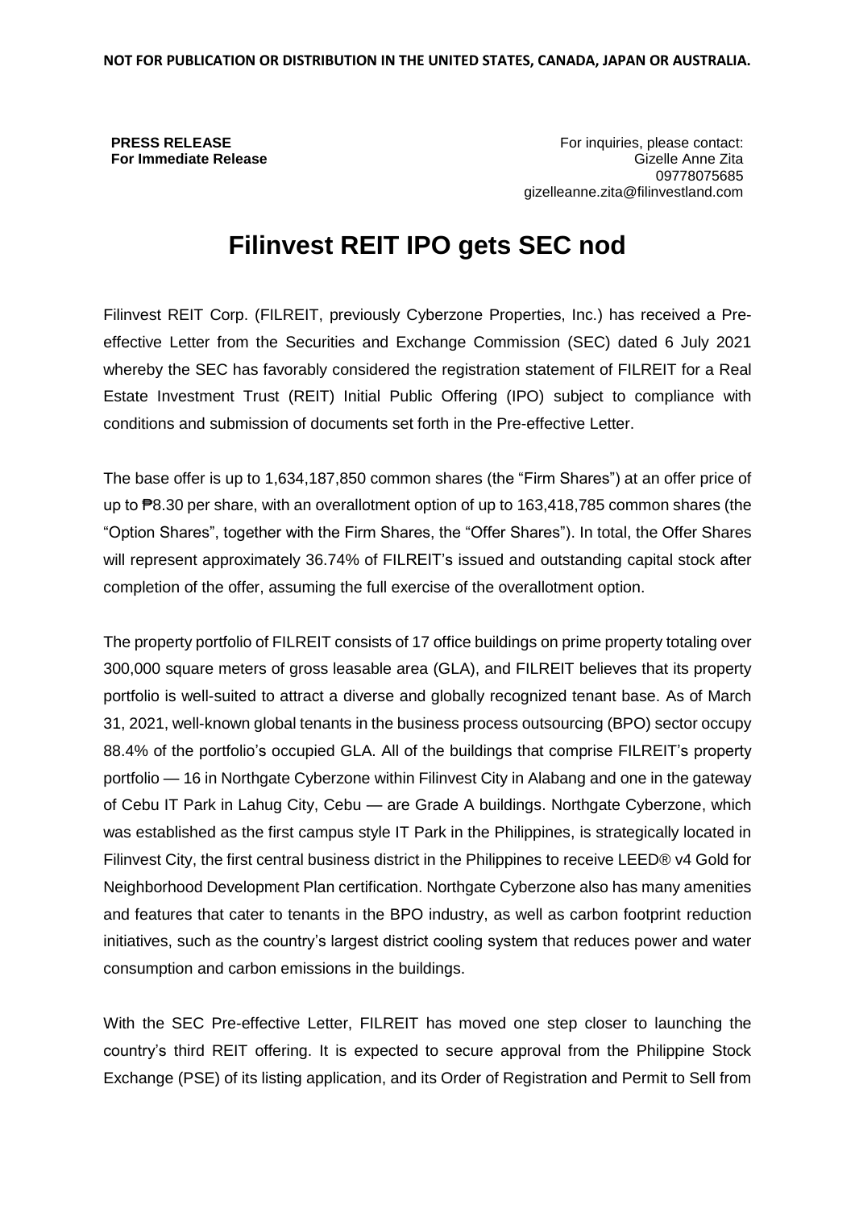**NOT FOR PUBLICATION OR DISTRIBUTION IN THE UNITED STATES, CANADA, JAPAN OR AUSTRALIA.**

**PRESS RELEASE**
**For Immediate Release**

For inquiries, please contact:
Gizelle Anne Zita
09778075685
gizelleanne.zita@filinvestland.com

# Filinvest REIT IPO gets SEC nod

Filinvest REIT Corp. (FILREIT, previously Cyberzone Properties, Inc.) has received a Pre-effective Letter from the Securities and Exchange Commission (SEC) dated 6 July 2021 whereby the SEC has favorably considered the registration statement of FILREIT for a Real Estate Investment Trust (REIT) Initial Public Offering (IPO) subject to compliance with conditions and submission of documents set forth in the Pre-effective Letter.

The base offer is up to 1,634,187,850 common shares (the "Firm Shares") at an offer price of up to ₱8.30 per share, with an overallotment option of up to 163,418,785 common shares (the "Option Shares", together with the Firm Shares, the "Offer Shares"). In total, the Offer Shares will represent approximately 36.74% of FILREIT's issued and outstanding capital stock after completion of the offer, assuming the full exercise of the overallotment option.

The property portfolio of FILREIT consists of 17 office buildings on prime property totaling over 300,000 square meters of gross leasable area (GLA), and FILREIT believes that its property portfolio is well-suited to attract a diverse and globally recognized tenant base. As of March 31, 2021, well-known global tenants in the business process outsourcing (BPO) sector occupy 88.4% of the portfolio's occupied GLA. All of the buildings that comprise FILREIT's property portfolio — 16 in Northgate Cyberzone within Filinvest City in Alabang and one in the gateway of Cebu IT Park in Lahug City, Cebu — are Grade A buildings. Northgate Cyberzone, which was established as the first campus style IT Park in the Philippines, is strategically located in Filinvest City, the first central business district in the Philippines to receive LEED® v4 Gold for Neighborhood Development Plan certification. Northgate Cyberzone also has many amenities and features that cater to tenants in the BPO industry, as well as carbon footprint reduction initiatives, such as the country's largest district cooling system that reduces power and water consumption and carbon emissions in the buildings.

With the SEC Pre-effective Letter, FILREIT has moved one step closer to launching the country's third REIT offering. It is expected to secure approval from the Philippine Stock Exchange (PSE) of its listing application, and its Order of Registration and Permit to Sell from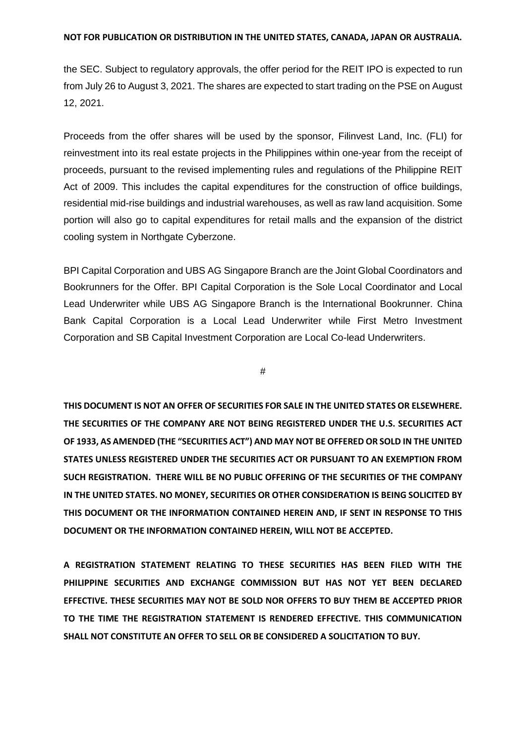**NOT FOR PUBLICATION OR DISTRIBUTION IN THE UNITED STATES, CANADA, JAPAN OR AUSTRALIA.**

the SEC. Subject to regulatory approvals, the offer period for the REIT IPO is expected to run from July 26 to August 3, 2021. The shares are expected to start trading on the PSE on August 12, 2021.

Proceeds from the offer shares will be used by the sponsor, Filinvest Land, Inc. (FLI) for reinvestment into its real estate projects in the Philippines within one-year from the receipt of proceeds, pursuant to the revised implementing rules and regulations of the Philippine REIT Act of 2009. This includes the capital expenditures for the construction of office buildings, residential mid-rise buildings and industrial warehouses, as well as raw land acquisition. Some portion will also go to capital expenditures for retail malls and the expansion of the district cooling system in Northgate Cyberzone.

BPI Capital Corporation and UBS AG Singapore Branch are the Joint Global Coordinators and Bookrunners for the Offer. BPI Capital Corporation is the Sole Local Coordinator and Local Lead Underwriter while UBS AG Singapore Branch is the International Bookrunner. China Bank Capital Corporation is a Local Lead Underwriter while First Metro Investment Corporation and SB Capital Investment Corporation are Local Co-lead Underwriters.

#

**THIS DOCUMENT IS NOT AN OFFER OF SECURITIES FOR SALE IN THE UNITED STATES OR ELSEWHERE. THE SECURITIES OF THE COMPANY ARE NOT BEING REGISTERED UNDER THE U.S. SECURITIES ACT OF 1933, AS AMENDED (THE "SECURITIES ACT") AND MAY NOT BE OFFERED OR SOLD IN THE UNITED STATES UNLESS REGISTERED UNDER THE SECURITIES ACT OR PURSUANT TO AN EXEMPTION FROM SUCH REGISTRATION. THERE WILL BE NO PUBLIC OFFERING OF THE SECURITIES OF THE COMPANY IN THE UNITED STATES. NO MONEY, SECURITIES OR OTHER CONSIDERATION IS BEING SOLICITED BY THIS DOCUMENT OR THE INFORMATION CONTAINED HEREIN AND, IF SENT IN RESPONSE TO THIS DOCUMENT OR THE INFORMATION CONTAINED HEREIN, WILL NOT BE ACCEPTED.**

**A REGISTRATION STATEMENT RELATING TO THESE SECURITIES HAS BEEN FILED WITH THE PHILIPPINE SECURITIES AND EXCHANGE COMMISSION BUT HAS NOT YET BEEN DECLARED EFFECTIVE. THESE SECURITIES MAY NOT BE SOLD NOR OFFERS TO BUY THEM BE ACCEPTED PRIOR TO THE TIME THE REGISTRATION STATEMENT IS RENDERED EFFECTIVE. THIS COMMUNICATION SHALL NOT CONSTITUTE AN OFFER TO SELL OR BE CONSIDERED A SOLICITATION TO BUY.**